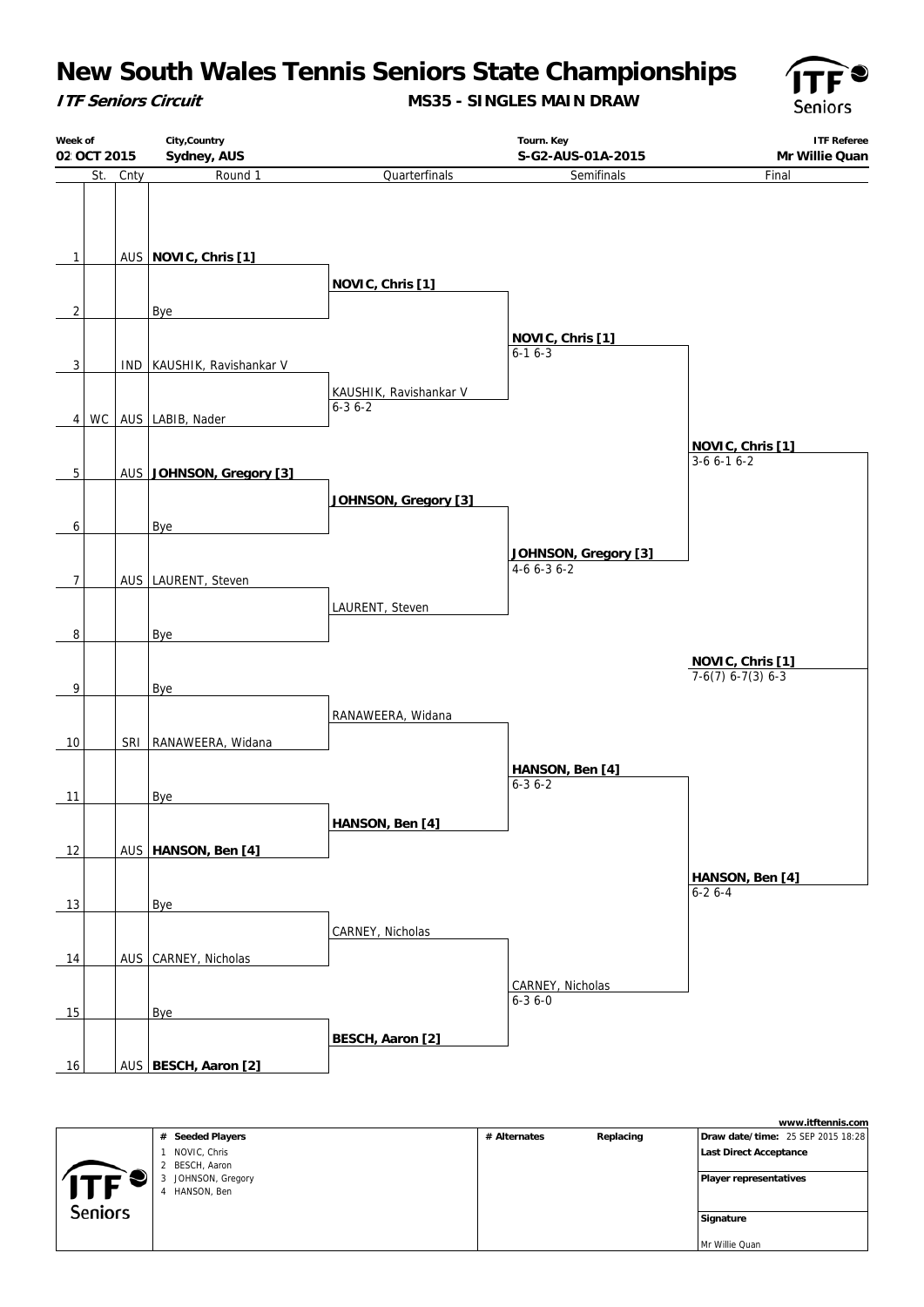# New South Wales Tennis Seniors State Championships

***ITF Seniors Circuit***

**MS35 - SINGLES MAIN DRAW**

| Week of | City,Country | Tourn. Key | ITF Referee |
|---|---|---|---|
| 02 OCT 2015 | Sydney, AUS | S-G2-AUS-01A-2015 | Mr Willie Quan |

| # | St. | Cnty | Round 1 | Quarterfinals | Semifinals | Final |
|---|---|---|---|---|---|---|
| 1 | | AUS | **NOVIC, Chris [1]** | | | |
| | | | | **NOVIC, Chris [1]** | | |
| 2 | | | Bye | | | |
| | | | | | **NOVIC, Chris [1]** 6-1 6-3 | |
| 3 | | IND | KAUSHIK, Ravishankar V | | | |
| | | | | KAUSHIK, Ravishankar V 6-3 6-2 | | |
| 4 | WC | AUS | LABIB, Nader | | | |
| | | | | | | **NOVIC, Chris [1]** 3-6 6-1 6-2 |
| 5 | | AUS | **JOHNSON, Gregory [3]** | | | |
| | | | | **JOHNSON, Gregory [3]** | | |
| 6 | | | Bye | | | |
| | | | | | **JOHNSON, Gregory [3]** 4-6 6-3 6-2 | |
| 7 | | AUS | LAURENT, Steven | | | |
| | | | | LAURENT, Steven | | |
| 8 | | | Bye | | | |
| | | | | | | **NOVIC, Chris [1]** 7-6(7) 6-7(3) 6-3 |
| 9 | | | Bye | | | |
| | | | | RANAWEERA, Widana | | |
| 10 | | SRI | RANAWEERA, Widana | | | |
| | | | | | **HANSON, Ben [4]** 6-3 6-2 | |
| 11 | | | Bye | | | |
| | | | | **HANSON, Ben [4]** | | |
| 12 | | AUS | **HANSON, Ben [4]** | | | |
| | | | | | | **HANSON, Ben [4]** 6-2 6-4 |
| 13 | | | Bye | | | |
| | | | | CARNEY, Nicholas | | |
| 14 | | AUS | CARNEY, Nicholas | | | |
| | | | | | CARNEY, Nicholas 6-3 6-0 | |
| 15 | | | Bye | | | |
| | | | | **BESCH, Aaron [2]** | | |
| 16 | | AUS | **BESCH, Aaron [2]** | | | |

www.itftennis.com

| # Seeded Players | # Alternates | Replacing | |
|---|---|---|---|
| 1 NOVIC, Chris | | | **Draw date/time:** 25 SEP 2015 18:28 |
| 2 BESCH, Aaron | | | **Last Direct Acceptance** |
| 3 JOHNSON, Gregory | | | **Player representatives** |
| 4 HANSON, Ben | | | **Signature** |
| | | | Mr Willie Quan |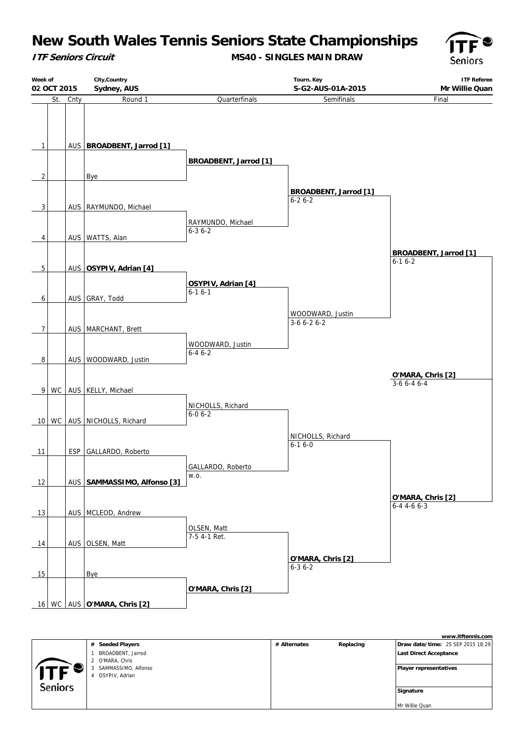# New South Wales Tennis Seniors State Championships

***ITF Seniors Circuit***

**MS40 - SINGLES MAIN DRAW**

| Week of | City,Country | Tourn. Key | ITF Referee |
|---|---|---|---|
| 02 OCT 2015 | Sydney, AUS | S-G2-AUS-01A-2015 | Mr Willie Quan |

| # | St. | Cnty | Round 1 | Quarterfinals | Semifinals | Final |
|---|---|---|---|---|---|---|
| 1 | | AUS | **BROADBENT, Jarrod [1]** | **BROADBENT, Jarrod [1]** | **BROADBENT, Jarrod [1]** 6-2 6-2 | **BROADBENT, Jarrod [1]** 6-1 6-2 |
| 2 | | | Bye | | | |
| 3 | | AUS | RAYMUNDO, Michael | RAYMUNDO, Michael 6-3 6-2 | | |
| 4 | | AUS | WATTS, Alan | | | |
| 5 | | AUS | **OSYPIV, Adrian [4]** | **OSYPIV, Adrian [4]** 6-1 6-1 | WOODWARD, Justin 3-6 6-2 6-2 | |
| 6 | | AUS | GRAY, Todd | | | |
| 7 | | AUS | MARCHANT, Brett | WOODWARD, Justin 6-4 6-2 | | |
| 8 | | AUS | WOODWARD, Justin | | | |
| 9 | WC | AUS | KELLY, Michael | NICHOLLS, Richard 6-0 6-2 | NICHOLLS, Richard 6-1 6-0 | **O'MARA, Chris [2]** 6-4 4-6 6-3 |
| 10 | WC | AUS | NICHOLLS, Richard | | | |
| 11 | | ESP | GALLARDO, Roberto | GALLARDO, Roberto w.o. | | |
| 12 | | AUS | **SAMMASSIMO, Alfonso [3]** | | | |
| 13 | | AUS | MCLEOD, Andrew | OLSEN, Matt 7-5 4-1 Ret. | **O'MARA, Chris [2]** 6-3 6-2 | |
| 14 | | AUS | OLSEN, Matt | | | |
| 15 | | | Bye | **O'MARA, Chris [2]** | | |
| 16 | WC | AUS | **O'MARA, Chris [2]** | | | |

**Winner:** **O'MARA, Chris [2]** 3-6 6-4 6-4

www.itftennis.com

| # | Seeded Players | # Alternates | Replacing |
|---|---|---|---|
| 1 | BROADBENT, Jarrod | | |
| 2 | O'MARA, Chris | | |
| 3 | SAMMASSIMO, Alfonso | | |
| 4 | OSYPIV, Adrian | | |

**Draw date/time:** 25 SEP 2015 18:29

**Last Direct Acceptance**

**Player representatives**

**Signature**

Mr Willie Quan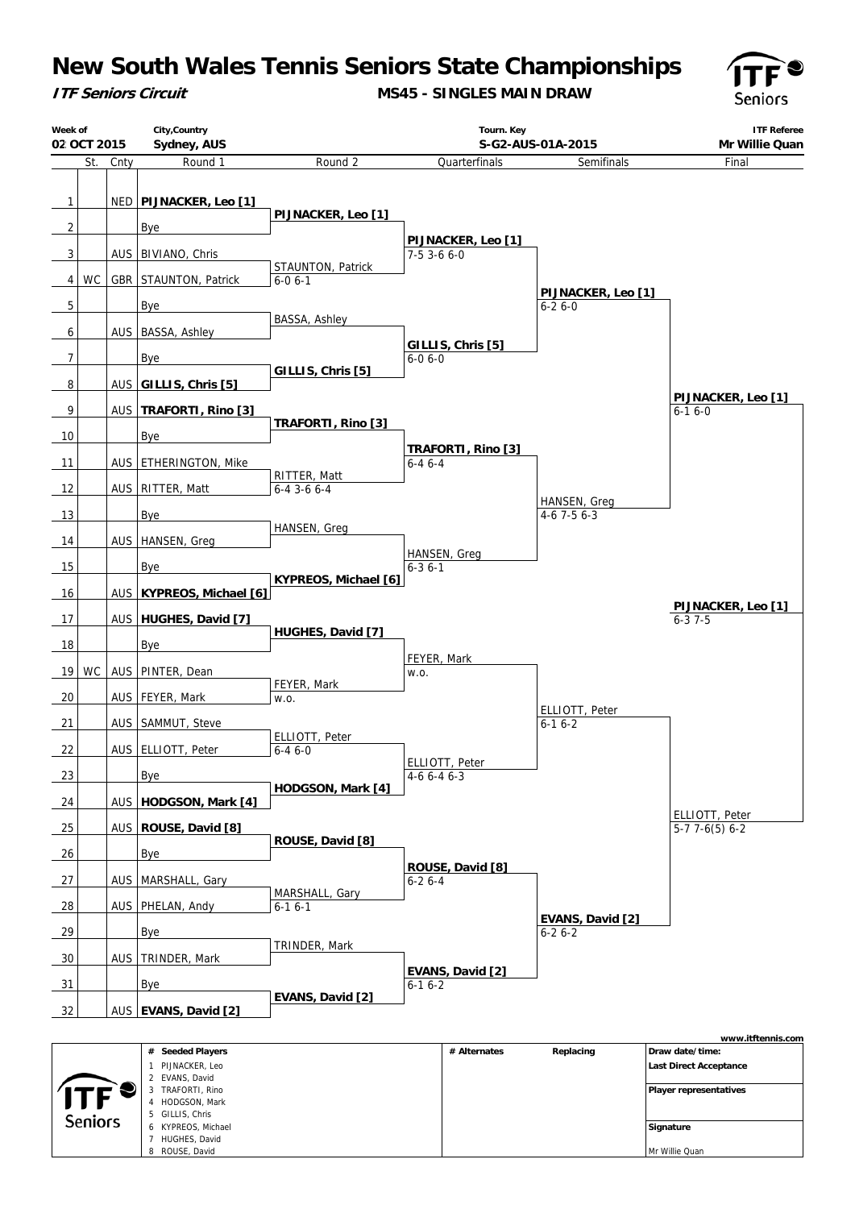# New South Wales Tennis Seniors State Championships

**ITF Seniors Circuit** — **MS45 - SINGLES MAIN DRAW**

| Week of | City,Country | Tourn. Key | ITF Referee |
|---|---|---|---|
| 02 OCT 2015 | Sydney, AUS | S-G2-AUS-01A-2015 | Mr Willie Quan |

| # | St. | Cnty | Round 1 | Round 2 | Quarterfinals | Semifinals | Final |
|---|---|---|---|---|---|---|---|
| 1 | | NED | **PIJNACKER, Leo [1]** | | | | |
| | | | | **PIJNACKER, Leo [1]** | | | |
| 2 | | | Bye | | | | |
| | | | | | **PIJNACKER, Leo [1]** 7-5 3-6 6-0 | | |
| 3 | | AUS | BIVIANO, Chris | | | | |
| | | | | STAUNTON, Patrick 6-0 6-1 | | | |
| 4 | WC | GBR | STAUNTON, Patrick | | | | |
| | | | | | | **PIJNACKER, Leo [1]** 6-2 6-0 | |
| 5 | | | Bye | | | | |
| | | | | BASSA, Ashley | | | |
| 6 | | AUS | BASSA, Ashley | | | | |
| | | | | | **GILLIS, Chris [5]** 6-0 6-0 | | |
| 7 | | | Bye | | | | |
| | | | | **GILLIS, Chris [5]** | | | |
| 8 | | AUS | **GILLIS, Chris [5]** | | | | |
| | | | | | | | **PIJNACKER, Leo [1]** 6-1 6-0 |
| 9 | | AUS | **TRAFORTI, Rino [3]** | | | | |
| | | | | **TRAFORTI, Rino [3]** | | | |
| 10 | | | Bye | | | | |
| | | | | | **TRAFORTI, Rino [3]** 6-4 6-4 | | |
| 11 | | AUS | ETHERINGTON, Mike | | | | |
| | | | | RITTER, Matt 6-4 3-6 6-4 | | | |
| 12 | | AUS | RITTER, Matt | | | | |
| | | | | | | HANSEN, Greg 4-6 7-5 6-3 | |
| 13 | | | Bye | | | | |
| | | | | HANSEN, Greg | | | |
| 14 | | AUS | HANSEN, Greg | | | | |
| | | | | | HANSEN, Greg 6-3 6-1 | | |
| 15 | | | Bye | | | | |
| | | | | **KYPREOS, Michael [6]** | | | |
| 16 | | AUS | **KYPREOS, Michael [6]** | | | | |
| | | | | | | | **PIJNACKER, Leo [1]** 6-3 7-5 |
| 17 | | AUS | **HUGHES, David [7]** | | | | |
| | | | | **HUGHES, David [7]** | | | |
| 18 | | | Bye | | | | |
| | | | | | FEYER, Mark w.o. | | |
| 19 | WC | AUS | PINTER, Dean | | | | |
| | | | | FEYER, Mark w.o. | | | |
| 20 | | AUS | FEYER, Mark | | | | |
| | | | | | | ELLIOTT, Peter 6-1 6-2 | |
| 21 | | AUS | SAMMUT, Steve | | | | |
| | | | | ELLIOTT, Peter 6-4 6-0 | | | |
| 22 | | AUS | ELLIOTT, Peter | | | | |
| | | | | | ELLIOTT, Peter 4-6 6-4 6-3 | | |
| 23 | | | Bye | | | | |
| | | | | **HODGSON, Mark [4]** | | | |
| 24 | | AUS | **HODGSON, Mark [4]** | | | | |
| | | | | | | | ELLIOTT, Peter 5-7 7-6(5) 6-2 |
| 25 | | AUS | **ROUSE, David [8]** | | | | |
| | | | | **ROUSE, David [8]** | | | |
| 26 | | | Bye | | | | |
| | | | | | **ROUSE, David [8]** 6-2 6-4 | | |
| 27 | | AUS | MARSHALL, Gary | | | | |
| | | | | MARSHALL, Gary 6-1 6-1 | | | |
| 28 | | AUS | PHELAN, Andy | | | | |
| | | | | | | **EVANS, David [2]** 6-2 6-2 | |
| 29 | | | Bye | | | | |
| | | | | TRINDER, Mark | | | |
| 30 | | AUS | TRINDER, Mark | | | | |
| | | | | | **EVANS, David [2]** 6-1 6-2 | | |
| 31 | | | Bye | | | | |
| | | | | **EVANS, David [2]** | | | |
| 32 | | AUS | **EVANS, David [2]** | | | | |

www.itftennis.com

| # | Seeded Players | # Alternates | Replacing | |
|---|---|---|---|---|
| 1 | PIJNACKER, Leo | | | Draw date/time: |
| 2 | EVANS, David | | | Last Direct Acceptance |
| 3 | TRAFORTI, Rino | | | |
| 4 | HODGSON, Mark | | | Player representatives |
| 5 | GILLIS, Chris | | | |
| 6 | KYPREOS, Michael | | | Signature |
| 7 | HUGHES, David | | | |
| 8 | ROUSE, David | | | Mr Willie Quan |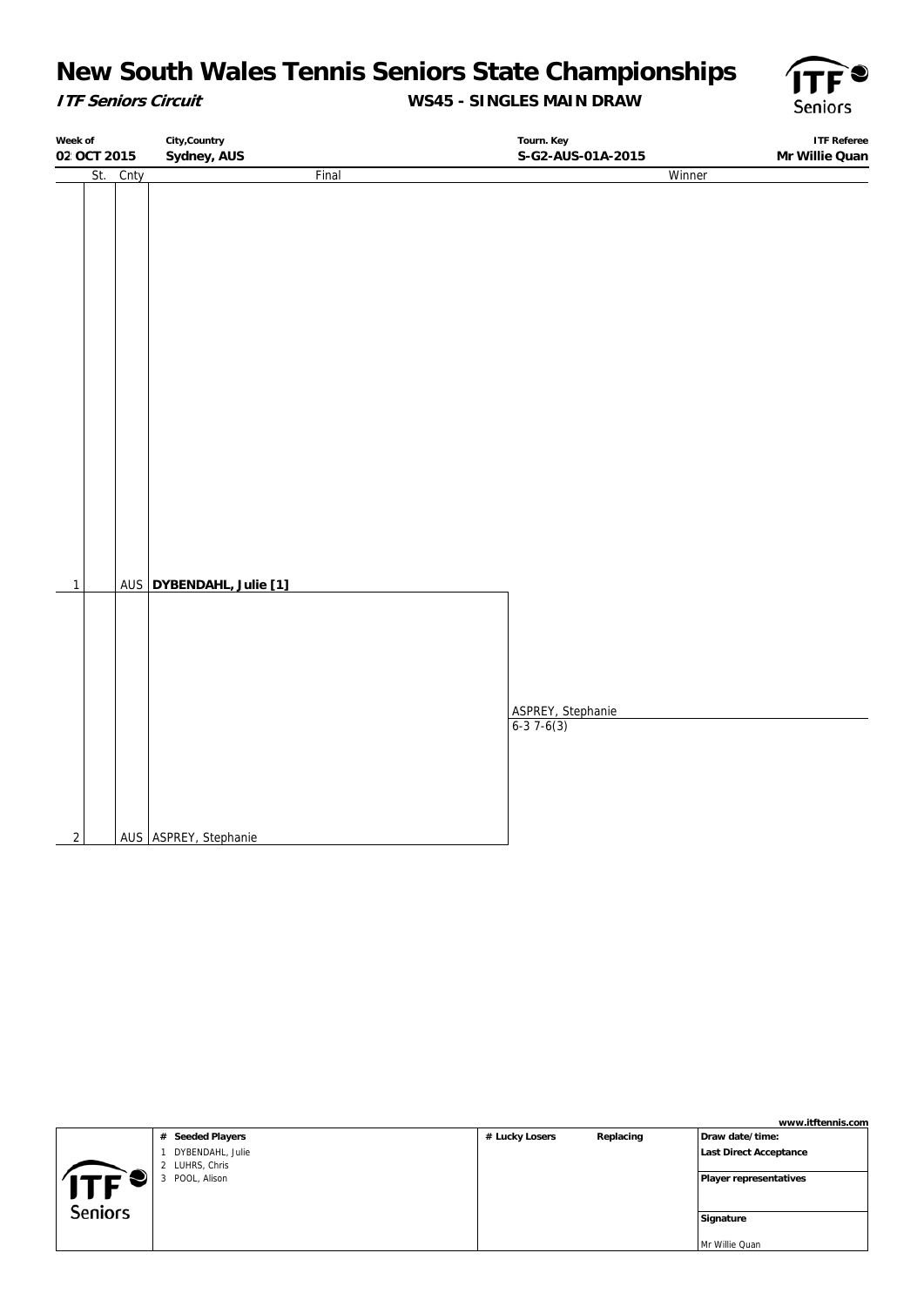# New South Wales Tennis Seniors State Championships

***ITF Seniors Circuit*** **WS45 - SINGLES MAIN DRAW**

| Week of | City,Country | Tourn. Key | ITF Referee |
|---|---|---|---|
| **02 OCT 2015** | **Sydney, AUS** | **S-G2-AUS-01A-2015** | **Mr Willie Quan** |

| | St. | Cnty | Final | Winner |
|---|---|---|---|---|
| 1 | | AUS | **DYBENDAHL, Julie [1]** | |
| | | | | ASPREY, Stephanie 6-3 7-6(3) |
| 2 | | AUS | ASPREY, Stephanie | |

www.itftennis.com

| # Seeded Players | # Lucky Losers | Replacing | Draw date/time: |
|---|---|---|---|
| 1 DYBENDAHL, Julie | | | **Last Direct Acceptance** |
| 2 LUHRS, Chris | | | |
| 3 POOL, Alison | | | **Player representatives** |
| | | | **Signature** |
| | | | Mr Willie Quan |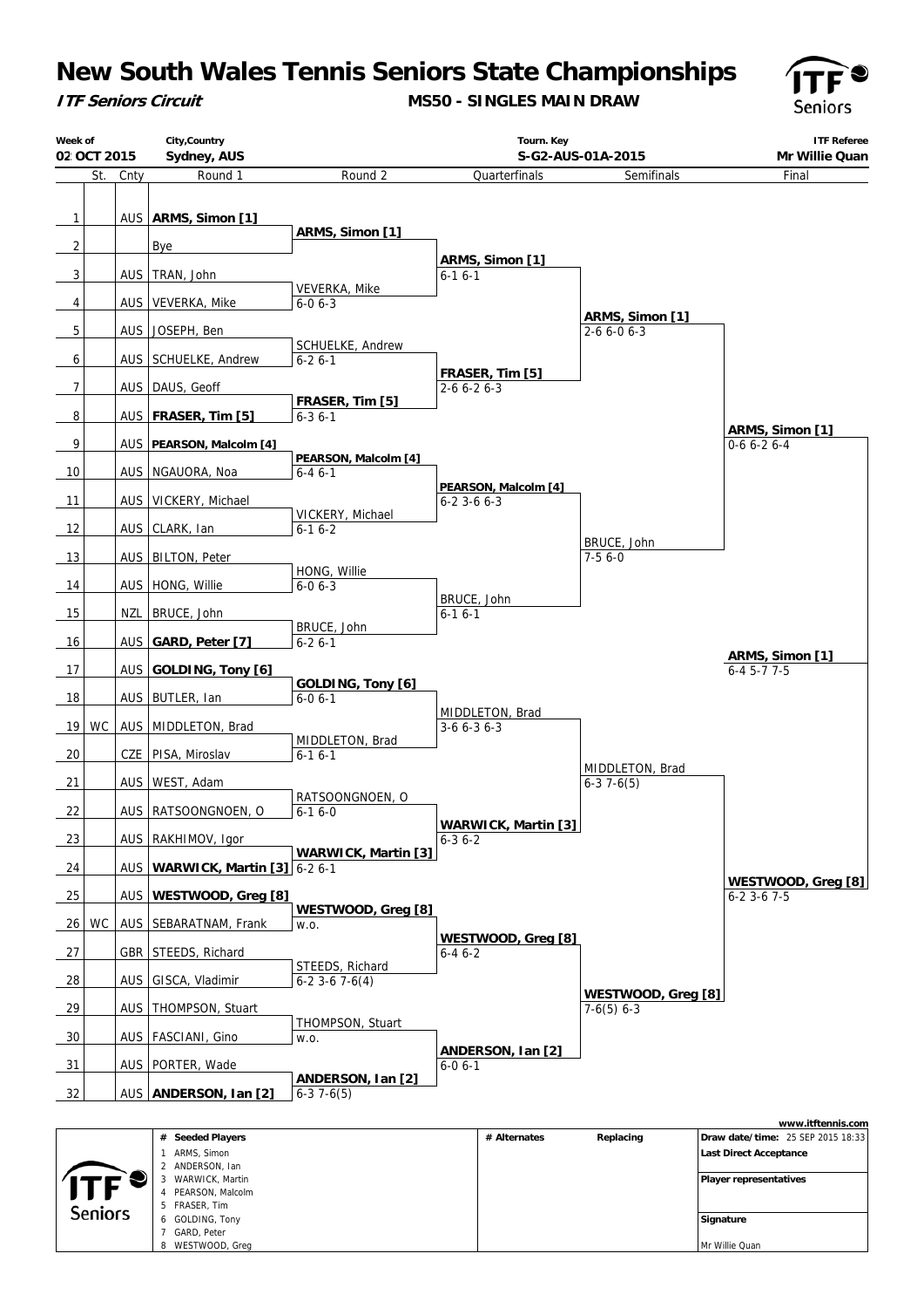# New South Wales Tennis Seniors State Championships

***ITF Seniors Circuit***

**MS50 - SINGLES MAIN DRAW**

| Week of | City,Country | Tourn. Key | ITF Referee |
|---|---|---|---|
| 02 OCT 2015 | Sydney, AUS | S-G2-AUS-01A-2015 | Mr Willie Quan |

| # | St. | Cnty | Round 1 | Round 2 | Quarterfinals | Semifinals | Final |
|---|---|---|---|---|---|---|---|
| 1 | | AUS | **ARMS, Simon [1]** | **ARMS, Simon [1]** | **ARMS, Simon [1]** 6-1 6-1 | **ARMS, Simon [1]** 2-6 6-0 6-3 | **ARMS, Simon [1]** 0-6 6-2 6-4 |
| 2 | | | Bye | | | | |
| 3 | | AUS | TRAN, John | VEVERKA, Mike 6-0 6-3 | | | |
| 4 | | AUS | VEVERKA, Mike | | | | |
| 5 | | AUS | JOSEPH, Ben | SCHUELKE, Andrew 6-2 6-1 | **FRASER, Tim [5]** 2-6 6-2 6-3 | | |
| 6 | | AUS | SCHUELKE, Andrew | | | | |
| 7 | | AUS | DAUS, Geoff | **FRASER, Tim [5]** 6-3 6-1 | | | |
| 8 | | AUS | **FRASER, Tim [5]** | | | | |
| 9 | | AUS | **PEARSON, Malcolm [4]** | **PEARSON, Malcolm [4]** 6-4 6-1 | **PEARSON, Malcolm [4]** 6-2 3-6 6-3 | BRUCE, John 7-5 6-0 | |
| 10 | | AUS | NGAUORA, Noa | | | | |
| 11 | | AUS | VICKERY, Michael | VICKERY, Michael 6-1 6-2 | | | |
| 12 | | AUS | CLARK, Ian | | | | |
| 13 | | AUS | BILTON, Peter | HONG, Willie 6-0 6-3 | BRUCE, John 6-1 6-1 | | |
| 14 | | AUS | HONG, Willie | | | | |
| 15 | | NZL | BRUCE, John | BRUCE, John 6-2 6-1 | | | |
| 16 | | AUS | **GARD, Peter [7]** | | | | |
| 17 | | AUS | **GOLDING, Tony [6]** | **GOLDING, Tony [6]** 6-0 6-1 | MIDDLETON, Brad 3-6 6-3 6-3 | MIDDLETON, Brad 6-3 7-6(5) | **WESTWOOD, Greg [8]** 6-2 3-6 7-5 |
| 18 | | AUS | BUTLER, Ian | | | | |
| 19 | WC | AUS | MIDDLETON, Brad | MIDDLETON, Brad 6-1 6-1 | | | |
| 20 | | CZE | PISA, Miroslav | | | | |
| 21 | | AUS | WEST, Adam | RATSOONGNOEN, O 6-1 6-0 | **WARWICK, Martin [3]** 6-3 6-2 | | |
| 22 | | AUS | RATSOONGNOEN, O | | | | |
| 23 | | AUS | RAKHIMOV, Igor | **WARWICK, Martin [3]** 6-2 6-1 | | | |
| 24 | | AUS | **WARWICK, Martin [3]** | | | | |
| 25 | | AUS | **WESTWOOD, Greg [8]** | **WESTWOOD, Greg [8]** w.o. | **WESTWOOD, Greg [8]** 6-4 6-2 | **WESTWOOD, Greg [8]** 7-6(5) 6-3 | |
| 26 | WC | AUS | SEBARATNAM, Frank | | | | |
| 27 | | GBR | STEEDS, Richard | STEEDS, Richard 6-2 3-6 7-6(4) | | | |
| 28 | | AUS | GISCA, Vladimir | | | | |
| 29 | | AUS | THOMPSON, Stuart | THOMPSON, Stuart w.o. | **ANDERSON, Ian [2]** 6-0 6-1 | | |
| 30 | | AUS | FASCIANI, Gino | | | | |
| 31 | | AUS | PORTER, Wade | **ANDERSON, Ian [2]** 6-3 7-6(5) | | | |
| 32 | | AUS | **ANDERSON, Ian [2]** | | | | |

**Final:** **ARMS, Simon [1]** 6-4 5-7 7-5

www.itftennis.com

| # | Seeded Players |
|---|---|
| 1 | ARMS, Simon |
| 2 | ANDERSON, Ian |
| 3 | WARWICK, Martin |
| 4 | PEARSON, Malcolm |
| 5 | FRASER, Tim |
| 6 | GOLDING, Tony |
| 7 | GARD, Peter |
| 8 | WESTWOOD, Greg |

| # Alternates | Replacing |
|---|---|
| | |

**Draw date/time:** 25 SEP 2015 18:33

**Last Direct Acceptance**

**Player representatives**

**Signature**

Mr Willie Quan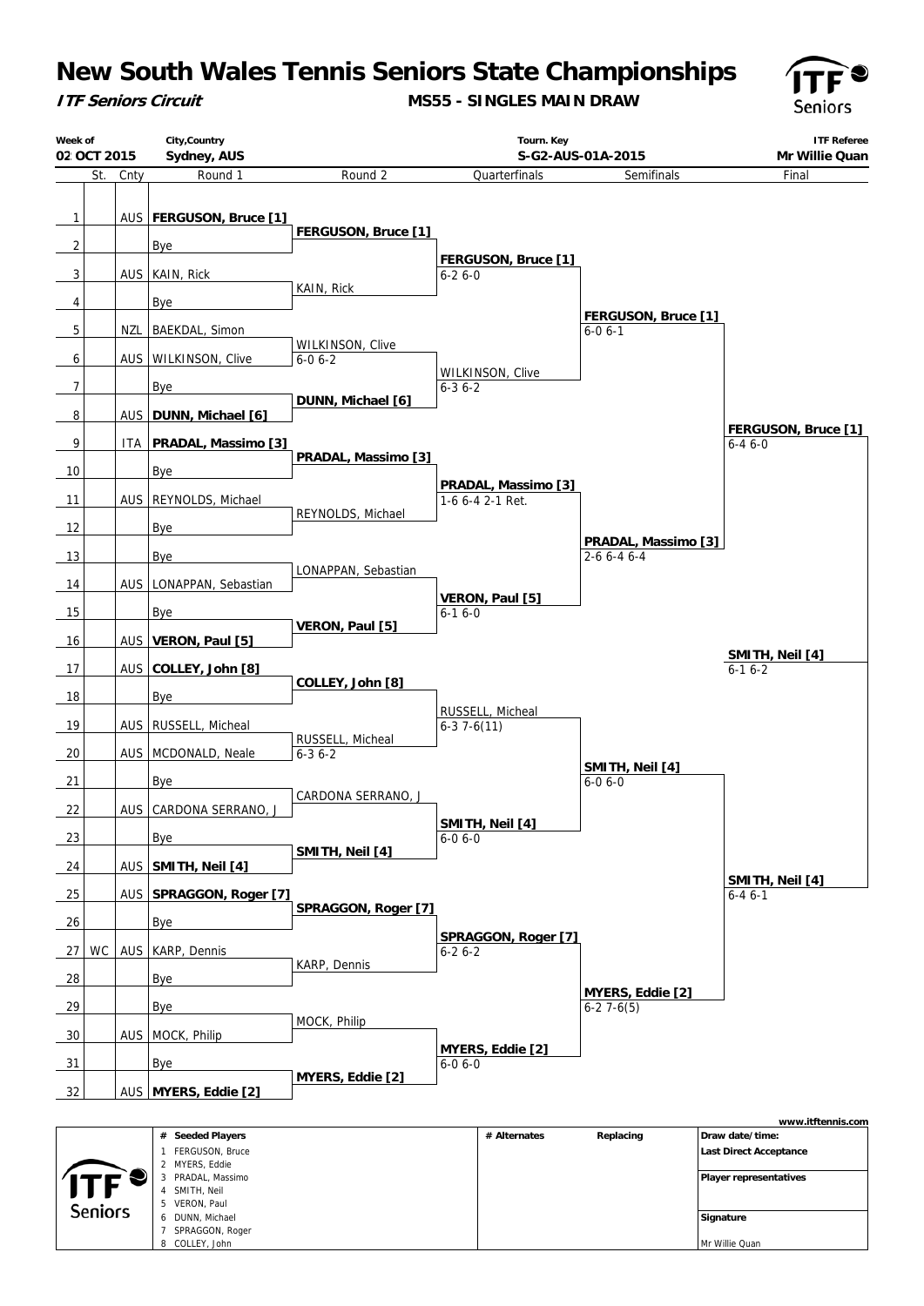# New South Wales Tennis Seniors State Championships

***ITF Seniors Circuit***

**MS55 - SINGLES MAIN DRAW**

| Week of | City,Country | Tourn. Key | ITF Referee |
|---|---|---|---|
| 02 OCT 2015 | Sydney, AUS | S-G2-AUS-01A-2015 | Mr Willie Quan |

| # | St. | Cnty | Round 1 | Round 2 | Quarterfinals | Semifinals | Final |
|---|---|---|---|---|---|---|---|
| 1 | | AUS | **FERGUSON, Bruce [1]** | **FERGUSON, Bruce [1]** | **FERGUSON, Bruce [1]** 6-2 6-0 | **FERGUSON, Bruce [1]** 6-0 6-1 | **FERGUSON, Bruce [1]** 6-4 6-0 |
| 2 | | | Bye | | | | |
| 3 | | AUS | KAIN, Rick | KAIN, Rick | | | |
| 4 | | | Bye | | | | |
| 5 | | NZL | BAEKDAL, Simon | WILKINSON, Clive 6-0 6-2 | WILKINSON, Clive 6-3 6-2 | | |
| 6 | | AUS | WILKINSON, Clive | | | | |
| 7 | | | Bye | **DUNN, Michael [6]** | | | |
| 8 | | AUS | **DUNN, Michael [6]** | | | | |
| 9 | | ITA | **PRADAL, Massimo [3]** | **PRADAL, Massimo [3]** | **PRADAL, Massimo [3]** 1-6 6-4 2-1 Ret. | **PRADAL, Massimo [3]** 2-6 6-4 6-4 | |
| 10 | | | Bye | | | | |
| 11 | | AUS | REYNOLDS, Michael | REYNOLDS, Michael | | | |
| 12 | | | Bye | | | | |
| 13 | | | Bye | LONAPPAN, Sebastian | **VERON, Paul [5]** 6-1 6-0 | | |
| 14 | | AUS | LONAPPAN, Sebastian | | | | |
| 15 | | | Bye | **VERON, Paul [5]** | | | |
| 16 | | AUS | **VERON, Paul [5]** | | | | **SMITH, Neil [4]** 6-1 6-2 |
| 17 | | AUS | **COLLEY, John [8]** | **COLLEY, John [8]** | RUSSELL, Micheal 6-3 7-6(11) | **SMITH, Neil [4]** 6-0 6-0 | |
| 18 | | | Bye | | | | |
| 19 | | AUS | RUSSELL, Micheal | RUSSELL, Micheal 6-3 6-2 | | | |
| 20 | | AUS | MCDONALD, Neale | | | | |
| 21 | | | Bye | CARDONA SERRANO, J | **SMITH, Neil [4]** 6-0 6-0 | | |
| 22 | | AUS | CARDONA SERRANO, J | | | | |
| 23 | | | Bye | **SMITH, Neil [4]** | | | |
| 24 | | AUS | **SMITH, Neil [4]** | | | | **SMITH, Neil [4]** 6-4 6-1 |
| 25 | | AUS | **SPRAGGON, Roger [7]** | **SPRAGGON, Roger [7]** | **SPRAGGON, Roger [7]** 6-2 6-2 | **MYERS, Eddie [2]** 6-2 7-6(5) | |
| 26 | | | Bye | | | | |
| 27 | WC | AUS | KARP, Dennis | KARP, Dennis | | | |
| 28 | | | Bye | | | | |
| 29 | | | Bye | MOCK, Philip | **MYERS, Eddie [2]** 6-0 6-0 | | |
| 30 | | AUS | MOCK, Philip | | | | |
| 31 | | | Bye | **MYERS, Eddie [2]** | | | |
| 32 | | AUS | **MYERS, Eddie [2]** | | | | |

www.itftennis.com

| # Seeded Players | # Alternates | Replacing | |
|---|---|---|---|
| 1 FERGUSON, Bruce | | | **Draw date/time:** |
| 2 MYERS, Eddie | | | **Last Direct Acceptance** |
| 3 PRADAL, Massimo | | | **Player representatives** |
| 4 SMITH, Neil | | | |
| 5 VERON, Paul | | | |
| 6 DUNN, Michael | | | **Signature** |
| 7 SPRAGGON, Roger | | | |
| 8 COLLEY, John | | | Mr Willie Quan |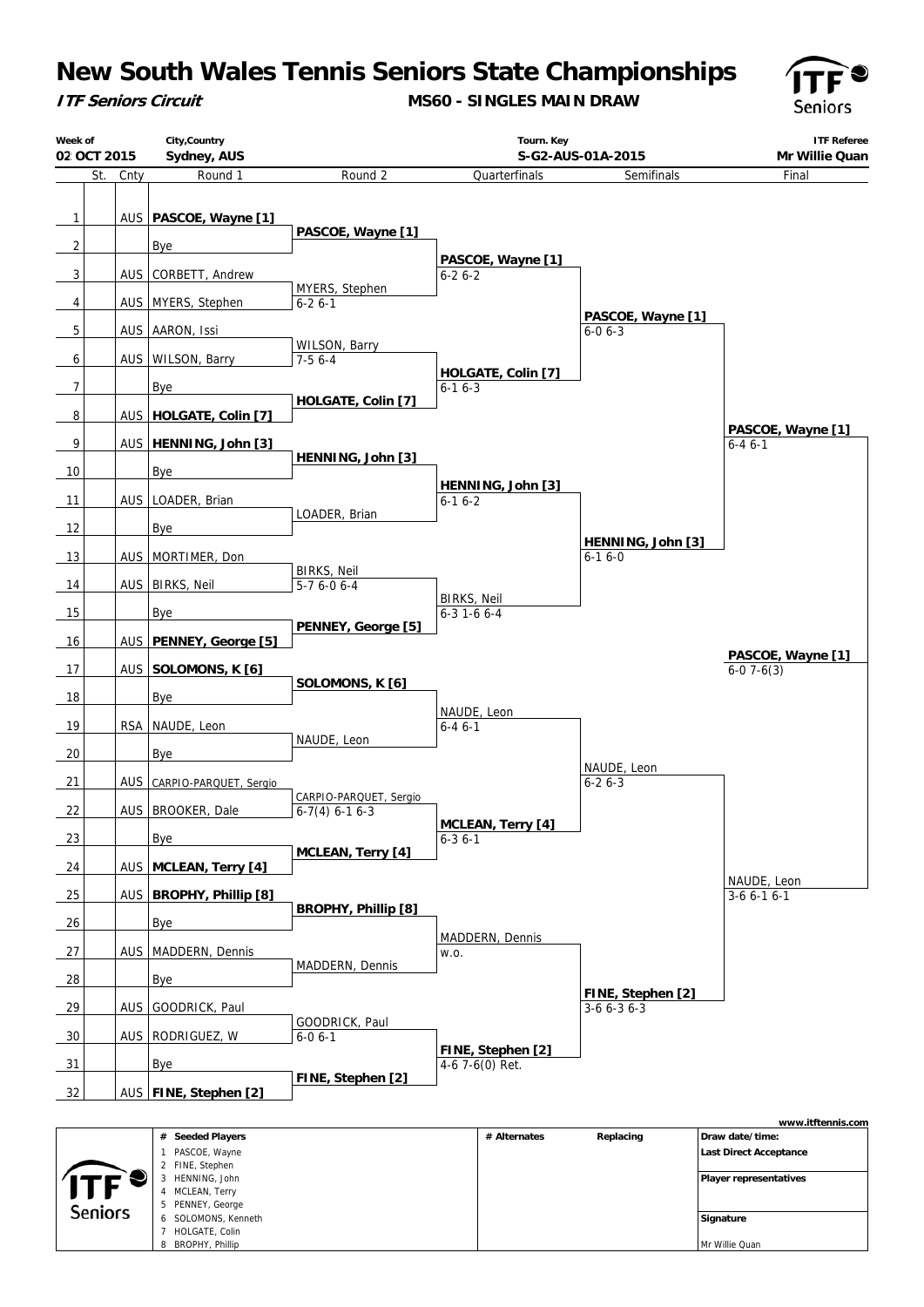# New South Wales Tennis Seniors State Championships

***ITF Seniors Circuit***

**MS60 - SINGLES MAIN DRAW**

| Week of | City,Country | Tourn. Key | ITF Referee |
| --- | --- | --- | --- |
| 02 OCT 2015 | Sydney, AUS | S-G2-AUS-01A-2015 | Mr Willie Quan |

| | St. | Cnty | Round 1 | Round 2 | Quarterfinals | Semifinals | Final |
| --- | --- | --- | --- | --- | --- | --- | --- |
| 1 | | AUS | **PASCOE, Wayne [1]** | **PASCOE, Wayne [1]** | **PASCOE, Wayne [1]** 6-2 6-2 | **PASCOE, Wayne [1]** 6-0 6-3 | **PASCOE, Wayne [1]** 6-4 6-1 |
| 2 | | | Bye | | | | |
| 3 | | AUS | CORBETT, Andrew | MYERS, Stephen 6-2 6-1 | | | |
| 4 | | AUS | MYERS, Stephen | | | | |
| 5 | | AUS | AARON, Issi | WILSON, Barry 7-5 6-4 | **HOLGATE, Colin [7]** 6-1 6-3 | | |
| 6 | | AUS | WILSON, Barry | | | | |
| 7 | | | Bye | **HOLGATE, Colin [7]** | | | |
| 8 | | AUS | **HOLGATE, Colin [7]** | | | | |
| 9 | | AUS | **HENNING, John [3]** | **HENNING, John [3]** | **HENNING, John [3]** 6-1 6-2 | **HENNING, John [3]** 6-1 6-0 | |
| 10 | | | Bye | | | | |
| 11 | | AUS | LOADER, Brian | LOADER, Brian | | | |
| 12 | | | Bye | | | | |
| 13 | | AUS | MORTIMER, Don | BIRKS, Neil 5-7 6-0 6-4 | BIRKS, Neil 6-3 1-6 6-4 | | |
| 14 | | AUS | BIRKS, Neil | | | | |
| 15 | | | Bye | **PENNEY, George [5]** | | | |
| 16 | | AUS | **PENNEY, George [5]** | | | | |
| 17 | | AUS | **SOLOMONS, K [6]** | **SOLOMONS, K [6]** | NAUDE, Leon 6-4 6-1 | NAUDE, Leon 6-2 6-3 | NAUDE, Leon 3-6 6-1 6-1 |
| 18 | | | Bye | | | | |
| 19 | | RSA | NAUDE, Leon | NAUDE, Leon | | | |
| 20 | | | Bye | | | | |
| 21 | | AUS | CARPIO-PARQUET, Sergio | CARPIO-PARQUET, Sergio 6-7(4) 6-1 6-3 | **MCLEAN, Terry [4]** 6-3 6-1 | | |
| 22 | | AUS | BROOKER, Dale | | | | |
| 23 | | | Bye | **MCLEAN, Terry [4]** | | | |
| 24 | | AUS | **MCLEAN, Terry [4]** | | | | |
| 25 | | AUS | **BROPHY, Phillip [8]** | **BROPHY, Phillip [8]** | MADDERN, Dennis w.o. | **FINE, Stephen [2]** 3-6 6-3 6-3 | |
| 26 | | | Bye | | | | |
| 27 | | AUS | MADDERN, Dennis | MADDERN, Dennis | | | |
| 28 | | | Bye | | | | |
| 29 | | AUS | GOODRICK, Paul | GOODRICK, Paul 6-0 6-1 | **FINE, Stephen [2]** 4-6 7-6(0) Ret. | | |
| 30 | | AUS | RODRIGUEZ, W | | | | |
| 31 | | | Bye | **FINE, Stephen [2]** | | | |
| 32 | | AUS | **FINE, Stephen [2]** | | | | |

**Winner: PASCOE, Wayne [1]** 6-0 7-6(3)

www.itftennis.com

| # | Seeded Players | # Alternates | Replacing | |
| --- | --- | --- | --- | --- |
| 1 | PASCOE, Wayne | | | **Draw date/time:** |
| 2 | FINE, Stephen | | | **Last Direct Acceptance** |
| 3 | HENNING, John | | | |
| 4 | MCLEAN, Terry | | | **Player representatives** |
| 5 | PENNEY, George | | | |
| 6 | SOLOMONS, Kenneth | | | **Signature** |
| 7 | HOLGATE, Colin | | | |
| 8 | BROPHY, Phillip | | | Mr Willie Quan |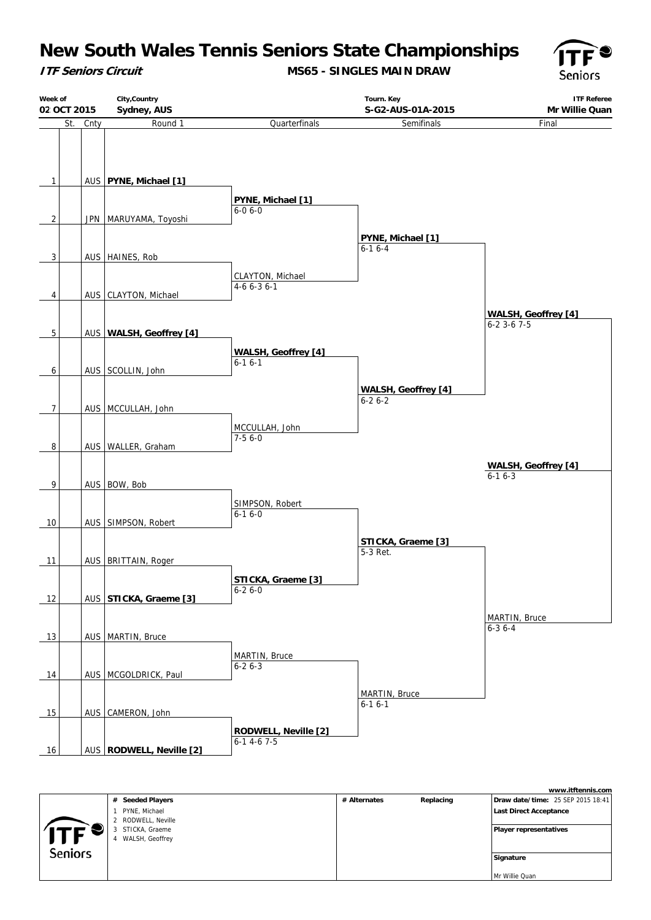# New South Wales Tennis Seniors State Championships

***ITF Seniors Circuit***

**MS65 - SINGLES MAIN DRAW**

| Week of | City,Country | Tourn. Key | ITF Referee |
|---|---|---|---|
| 02 OCT 2015 | Sydney, AUS | S-G2-AUS-01A-2015 | Mr Willie Quan |

| | St. | Cnty | Round 1 | Quarterfinals | Semifinals | Final |
|---|---|---|---|---|---|---|
| 1 | | AUS | **PYNE, Michael [1]** | | | |
| | | | | **PYNE, Michael [1]** 6-0 6-0 | | |
| 2 | | JPN | MARUYAMA, Toyoshi | | | |
| | | | | | **PYNE, Michael [1]** 6-1 6-4 | |
| 3 | | AUS | HAINES, Rob | | | |
| | | | | CLAYTON, Michael 4-6 6-3 6-1 | | |
| 4 | | AUS | CLAYTON, Michael | | | |
| | | | | | | **WALSH, Geoffrey [4]** 6-2 3-6 7-5 |
| 5 | | AUS | **WALSH, Geoffrey [4]** | | | |
| | | | | **WALSH, Geoffrey [4]** 6-1 6-1 | | |
| 6 | | AUS | SCOLLIN, John | | | |
| | | | | | **WALSH, Geoffrey [4]** 6-2 6-2 | |
| 7 | | AUS | MCCULLAH, John | | | |
| | | | | MCCULLAH, John 7-5 6-0 | | |
| 8 | | AUS | WALLER, Graham | | | |
| | | | | | | **WALSH, Geoffrey [4]** 6-1 6-3 (Winner) |
| 9 | | AUS | BOW, Bob | | | |
| | | | | SIMPSON, Robert 6-1 6-0 | | |
| 10 | | AUS | SIMPSON, Robert | | | |
| | | | | | **STICKA, Graeme [3]** 5-3 Ret. | |
| 11 | | AUS | BRITTAIN, Roger | | | |
| | | | | **STICKA, Graeme [3]** 6-2 6-0 | | |
| 12 | | AUS | **STICKA, Graeme [3]** | | | |
| | | | | | | MARTIN, Bruce 6-3 6-4 |
| 13 | | AUS | MARTIN, Bruce | | | |
| | | | | MARTIN, Bruce 6-2 6-3 | | |
| 14 | | AUS | MCGOLDRICK, Paul | | | |
| | | | | | MARTIN, Bruce 6-1 6-1 | |
| 15 | | AUS | CAMERON, John | | | |
| | | | | **RODWELL, Neville [2]** 6-1 4-6 7-5 | | |
| 16 | | AUS | **RODWELL, Neville [2]** | | | |

www.itftennis.com

| # | Seeded Players | # Alternates | Replacing | |
|---|---|---|---|---|
| 1 | PYNE, Michael | | | **Draw date/time:** 25 SEP 2015 18:41 |
| 2 | RODWELL, Neville | | | **Last Direct Acceptance** |
| 3 | STICKA, Graeme | | | **Player representatives** |
| 4 | WALSH, Geoffrey | | | **Signature** |
| | | | | Mr Willie Quan |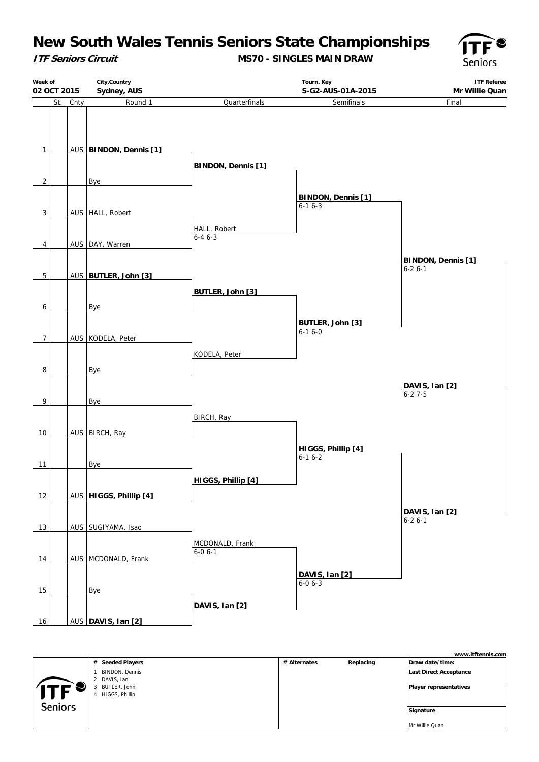# New South Wales Tennis Seniors State Championships

***ITF Seniors Circuit***

**MS70 - SINGLES MAIN DRAW**

| Week of | City,Country | Tourn. Key | ITF Referee |
| --- | --- | --- | --- |
| 02 OCT 2015 | Sydney, AUS | S-G2-AUS-01A-2015 | Mr Willie Quan |

| | St. | Cnty | Round 1 | Quarterfinals | Semifinals | Final |
| --- | --- | --- | --- | --- | --- | --- |
| 1 | | AUS | **BINDON, Dennis [1]** | **BINDON, Dennis [1]** | **BINDON, Dennis [1]** 6-1 6-3 | **BINDON, Dennis [1]** 6-2 6-1 |
| 2 | | | Bye | | | |
| 3 | | AUS | HALL, Robert | HALL, Robert 6-4 6-3 | | |
| 4 | | AUS | DAY, Warren | | | |
| 5 | | AUS | **BUTLER, John [3]** | **BUTLER, John [3]** | **BUTLER, John [3]** 6-1 6-0 | |
| 6 | | | Bye | | | |
| 7 | | AUS | KODELA, Peter | KODELA, Peter | | |
| 8 | | | Bye | | | |
| 9 | | | Bye | BIRCH, Ray | **HIGGS, Phillip [4]** 6-1 6-2 | **DAVIS, Ian [2]** 6-2 6-1 |
| 10 | | AUS | BIRCH, Ray | | | |
| 11 | | | Bye | **HIGGS, Phillip [4]** | | |
| 12 | | AUS | **HIGGS, Phillip [4]** | | | |
| 13 | | AUS | SUGIYAMA, Isao | MCDONALD, Frank 6-0 6-1 | **DAVIS, Ian [2]** 6-0 6-3 | |
| 14 | | AUS | MCDONALD, Frank | | | |
| 15 | | | Bye | **DAVIS, Ian [2]** | | |
| 16 | | AUS | **DAVIS, Ian [2]** | | | |

**Winner: DAVIS, Ian [2]** 6-2 7-5

www.itftennis.com

| # Seeded Players | # Alternates | Replacing | |
| --- | --- | --- | --- |
| 1 BINDON, Dennis | | | Draw date/time: |
| 2 DAVIS, Ian | | | Last Direct Acceptance |
| 3 BUTLER, John | | | Player representatives |
| 4 HIGGS, Phillip | | | |
| | | | Signature |
| | | | Mr Willie Quan |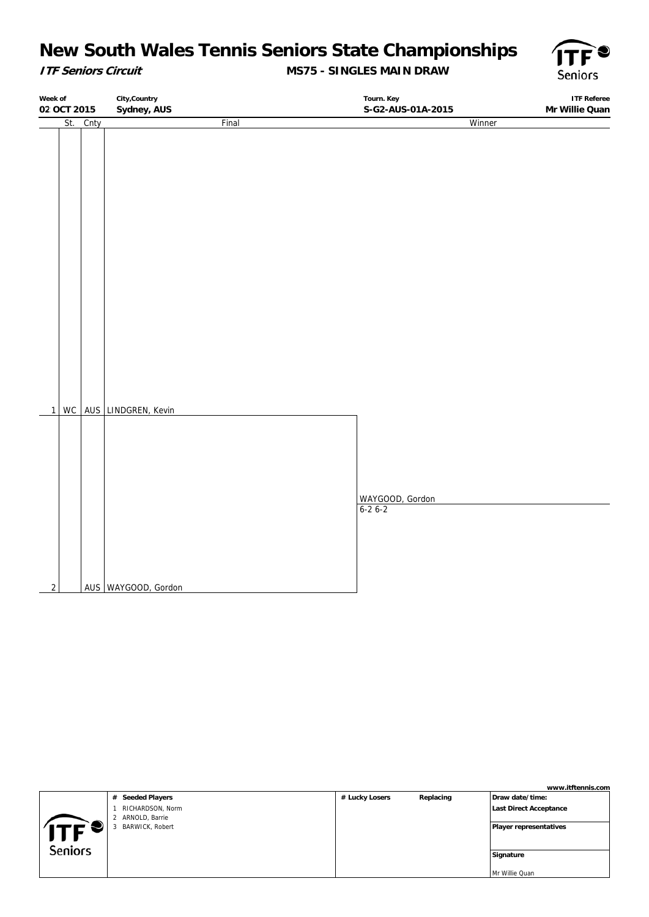# New South Wales Tennis Seniors State Championships

***ITF Seniors Circuit*** **MS75 - SINGLES MAIN DRAW**

| Week of | City,Country | Tourn. Key | ITF Referee |
|---|---|---|---|
| 02 OCT 2015 | Sydney, AUS | S-G2-AUS-01A-2015 | Mr Willie Quan |

| | St. | Cnty | Final | Winner |
|---|---|---|---|---|
| 1 | WC | AUS | LINDGREN, Kevin | |
| | | | | WAYGOOD, Gordon 6-2 6-2 |
| 2 | | AUS | WAYGOOD, Gordon | |

www.itftennis.com

| # Seeded Players | # Lucky Losers | Replacing | Draw date/time: |
|---|---|---|---|
| 1 RICHARDSON, Norm | | | Last Direct Acceptance |
| 2 ARNOLD, Barrie | | | |
| 3 BARWICK, Robert | | | Player representatives |
| | | | Signature |
| | | | Mr Willie Quan |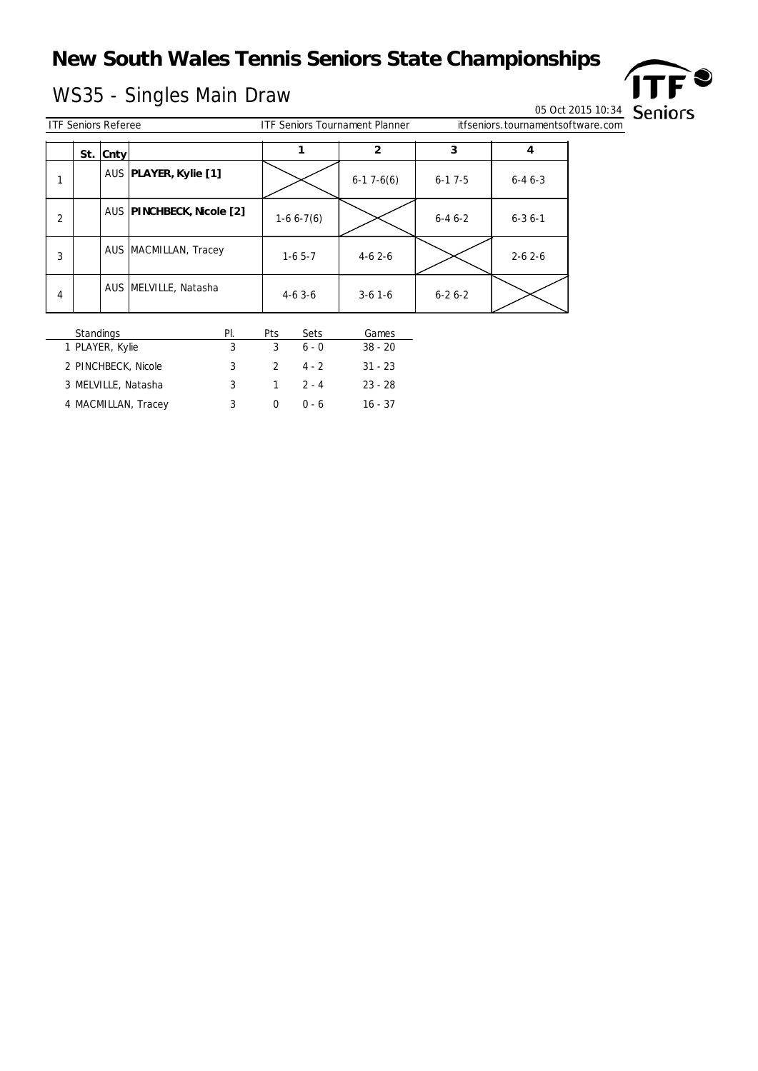# New South Wales Tennis Seniors State Championships

## WS35 - Singles Main Draw

05 Oct 2015 10:34

ITF Seniors Referee | ITF Seniors Tournament Planner | itfseniors.tournamentsoftware.com

| | St. | Cnty | | 1 | 2 | 3 | 4 |
|---|---|---|---|---|---|---|---|
| 1 | | AUS | **PLAYER, Kylie [1]** | | 6-1 7-6(6) | 6-1 7-5 | 6-4 6-3 |
| 2 | | AUS | **PINCHBECK, Nicole [2]** | 1-6 6-7(6) | | 6-4 6-2 | 6-3 6-1 |
| 3 | | AUS | MACMILLAN, Tracey | 1-6 5-7 | 4-6 2-6 | | 2-6 2-6 |
| 4 | | AUS | MELVILLE, Natasha | 4-6 3-6 | 3-6 1-6 | 6-2 6-2 | |

| Standings | Pl. | Pts | Sets | Games |
|---|---|---|---|---|
| 1 PLAYER, Kylie | 3 | 3 | 6 - 0 | 38 - 20 |
| 2 PINCHBECK, Nicole | 3 | 2 | 4 - 2 | 31 - 23 |
| 3 MELVILLE, Natasha | 3 | 1 | 2 - 4 | 23 - 28 |
| 4 MACMILLAN, Tracey | 3 | 0 | 0 - 6 | 16 - 37 |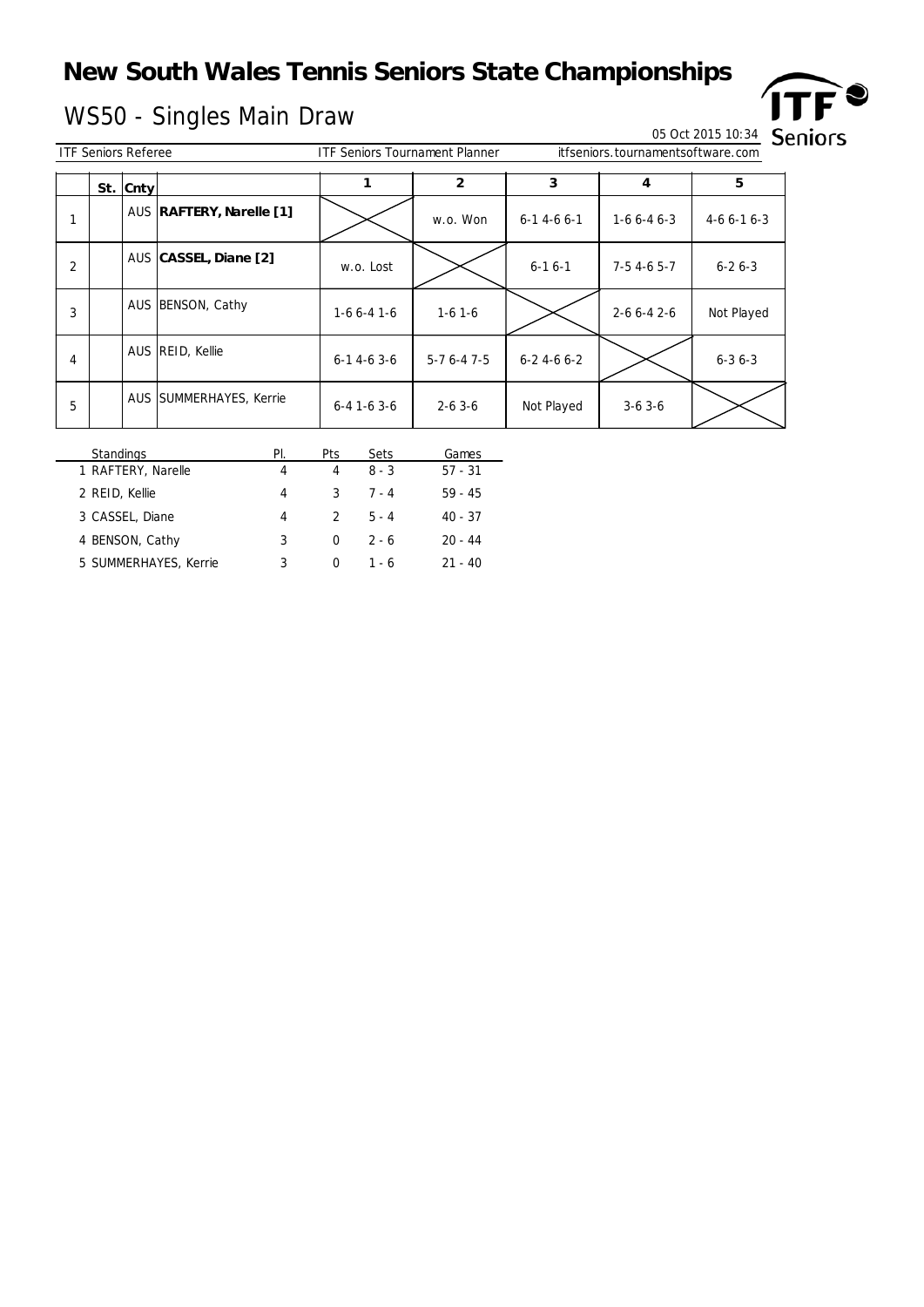# New South Wales Tennis Seniors State Championships

## WS50 - Singles Main Draw

05 Oct 2015 10:34

ITF Seniors Referee | ITF Seniors Tournament Planner | itfseniors.tournamentsoftware.com

| | St. | Cnty | | 1 | 2 | 3 | 4 | 5 |
|---|---|---|---|---|---|---|---|---|
| 1 | | AUS | **RAFTERY, Narelle [1]** | | w.o. Won | 6-1 4-6 6-1 | 1-6 6-4 6-3 | 4-6 6-1 6-3 |
| 2 | | AUS | **CASSEL, Diane [2]** | w.o. Lost | | 6-1 6-1 | 7-5 4-6 5-7 | 6-2 6-3 |
| 3 | | AUS | BENSON, Cathy | 1-6 6-4 1-6 | 1-6 1-6 | | 2-6 6-4 2-6 | Not Played |
| 4 | | AUS | REID, Kellie | 6-1 4-6 3-6 | 5-7 6-4 7-5 | 6-2 4-6 6-2 | | 6-3 6-3 |
| 5 | | AUS | SUMMERHAYES, Kerrie | 6-4 1-6 3-6 | 2-6 3-6 | Not Played | 3-6 3-6 | |

| Standings | Pl. | Pts | Sets | Games |
|---|---|---|---|---|
| 1 RAFTERY, Narelle | 4 | 4 | 8 - 3 | 57 - 31 |
| 2 REID, Kellie | 4 | 3 | 7 - 4 | 59 - 45 |
| 3 CASSEL, Diane | 4 | 2 | 5 - 4 | 40 - 37 |
| 4 BENSON, Cathy | 3 | 0 | 2 - 6 | 20 - 44 |
| 5 SUMMERHAYES, Kerrie | 3 | 0 | 1 - 6 | 21 - 40 |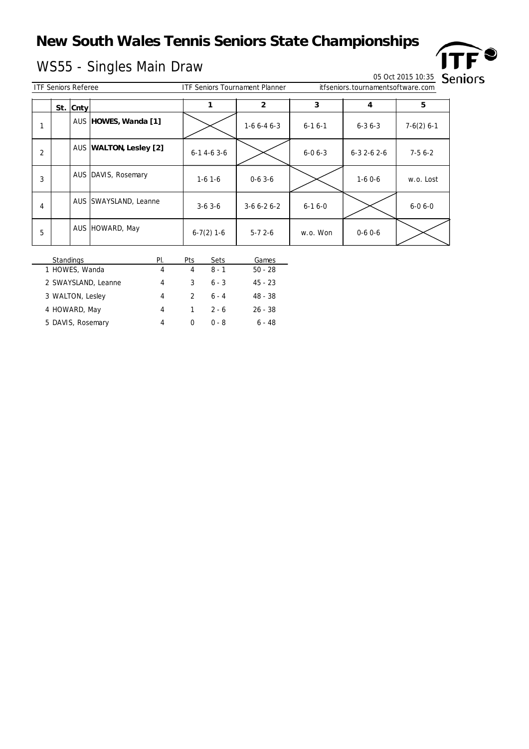# New South Wales Tennis Seniors State Championships

## WS55 - Singles Main Draw

05 Oct 2015 10:35

ITF Seniors Referee | ITF Seniors Tournament Planner | itfseniors.tournamentsoftware.com

| | St. | Cnty | | 1 | 2 | 3 | 4 | 5 |
|---|---|---|---|---|---|---|---|---|
| 1 | | AUS | **HOWES, Wanda [1]** | | 1-6 6-4 6-3 | 6-1 6-1 | 6-3 6-3 | 7-6(2) 6-1 |
| 2 | | AUS | **WALTON, Lesley [2]** | 6-1 4-6 3-6 | | 6-0 6-3 | 6-3 2-6 2-6 | 7-5 6-2 |
| 3 | | AUS | DAVIS, Rosemary | 1-6 1-6 | 0-6 3-6 | | 1-6 0-6 | w.o. Lost |
| 4 | | AUS | SWAYSLAND, Leanne | 3-6 3-6 | 3-6 6-2 6-2 | 6-1 6-0 | | 6-0 6-0 |
| 5 | | AUS | HOWARD, May | 6-7(2) 1-6 | 5-7 2-6 | w.o. Won | 0-6 0-6 | |

| Standings | Pl. | Pts | Sets | Games |
|---|---|---|---|---|
| 1 HOWES, Wanda | 4 | 4 | 8 - 1 | 50 - 28 |
| 2 SWAYSLAND, Leanne | 4 | 3 | 6 - 3 | 45 - 23 |
| 3 WALTON, Lesley | 4 | 2 | 6 - 4 | 48 - 38 |
| 4 HOWARD, May | 4 | 1 | 2 - 6 | 26 - 38 |
| 5 DAVIS, Rosemary | 4 | 0 | 0 - 8 | 6 - 48 |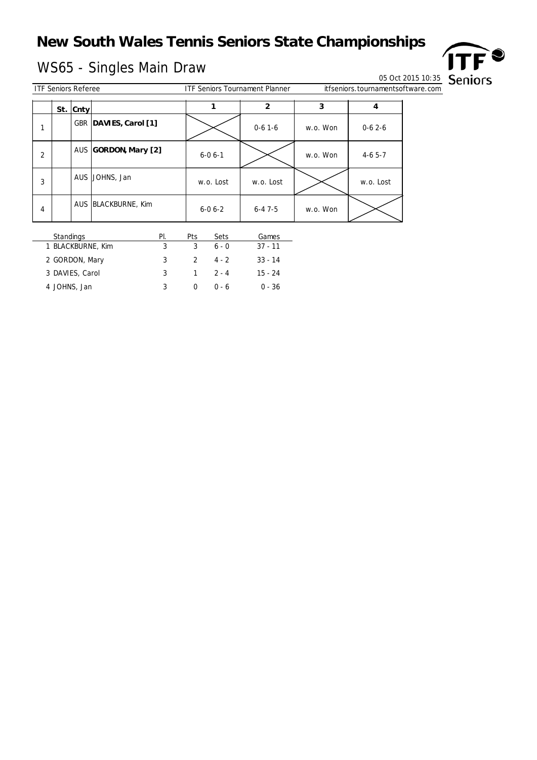# New South Wales Tennis Seniors State Championships

## WS65 - Singles Main Draw

05 Oct 2015 10:35

ITF Seniors Referee | ITF Seniors Tournament Planner | itfseniors.tournamentsoftware.com

| | St. | Cnty | | 1 | 2 | 3 | 4 |
|---|---|---|---|---|---|---|---|
| 1 | | GBR | **DAVIES, Carol [1]** | | 0-6 1-6 | w.o. Won | 0-6 2-6 |
| 2 | | AUS | **GORDON, Mary [2]** | 6-0 6-1 | | w.o. Won | 4-6 5-7 |
| 3 | | AUS | JOHNS, Jan | w.o. Lost | w.o. Lost | | w.o. Lost |
| 4 | | AUS | BLACKBURNE, Kim | 6-0 6-2 | 6-4 7-5 | w.o. Won | |

| Standings | Pl. | Pts | Sets | Games |
|---|---|---|---|---|
| 1 BLACKBURNE, Kim | 3 | 3 | 6 - 0 | 37 - 11 |
| 2 GORDON, Mary | 3 | 2 | 4 - 2 | 33 - 14 |
| 3 DAVIES, Carol | 3 | 1 | 2 - 4 | 15 - 24 |
| 4 JOHNS, Jan | 3 | 0 | 0 - 6 | 0 - 36 |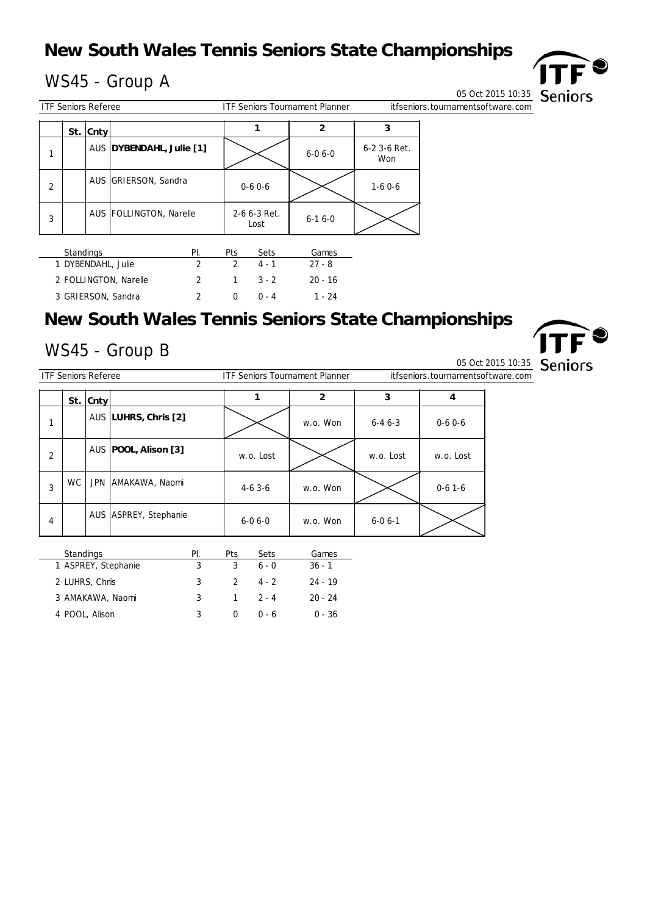# New South Wales Tennis Seniors State Championships

## WS45 - Group A

05 Oct 2015 10:35

ITF Seniors Referee | ITF Seniors Tournament Planner | itfseniors.tournamentsoftware.com

| | St. | Cnty | | 1 | 2 | 3 |
|---|---|---|---|---|---|---|
| 1 | | AUS | **DYBENDAHL, Julie [1]** | | 6-0 6-0 | 6-2 3-6 Ret. Won |
| 2 | | AUS | GRIERSON, Sandra | 0-6 0-6 | | 1-6 0-6 |
| 3 | | AUS | FOLLINGTON, Narelle | 2-6 6-3 Ret. Lost | 6-1 6-0 | |

| Standings | Pl. | Pts | Sets | Games |
|---|---|---|---|---|
| 1 DYBENDAHL, Julie | 2 | 2 | 4 - 1 | 27 - 8 |
| 2 FOLLINGTON, Narelle | 2 | 1 | 3 - 2 | 20 - 16 |
| 3 GRIERSON, Sandra | 2 | 0 | 0 - 4 | 1 - 24 |

# New South Wales Tennis Seniors State Championships

## WS45 - Group B

05 Oct 2015 10:35

ITF Seniors Referee | ITF Seniors Tournament Planner | itfseniors.tournamentsoftware.com

| | St. | Cnty | | 1 | 2 | 3 | 4 |
|---|---|---|---|---|---|---|---|
| 1 | | AUS | **LUHRS, Chris [2]** | | w.o. Won | 6-4 6-3 | 0-6 0-6 |
| 2 | | AUS | **POOL, Alison [3]** | w.o. Lost | | w.o. Lost | w.o. Lost |
| 3 | WC | JPN | AMAKAWA, Naomi | 4-6 3-6 | w.o. Won | | 0-6 1-6 |
| 4 | | AUS | ASPREY, Stephanie | 6-0 6-0 | w.o. Won | 6-0 6-1 | |

| Standings | Pl. | Pts | Sets | Games |
|---|---|---|---|---|
| 1 ASPREY, Stephanie | 3 | 3 | 6 - 0 | 36 - 1 |
| 2 LUHRS, Chris | 3 | 2 | 4 - 2 | 24 - 19 |
| 3 AMAKAWA, Naomi | 3 | 1 | 2 - 4 | 20 - 24 |
| 4 POOL, Alison | 3 | 0 | 0 - 6 | 0 - 36 |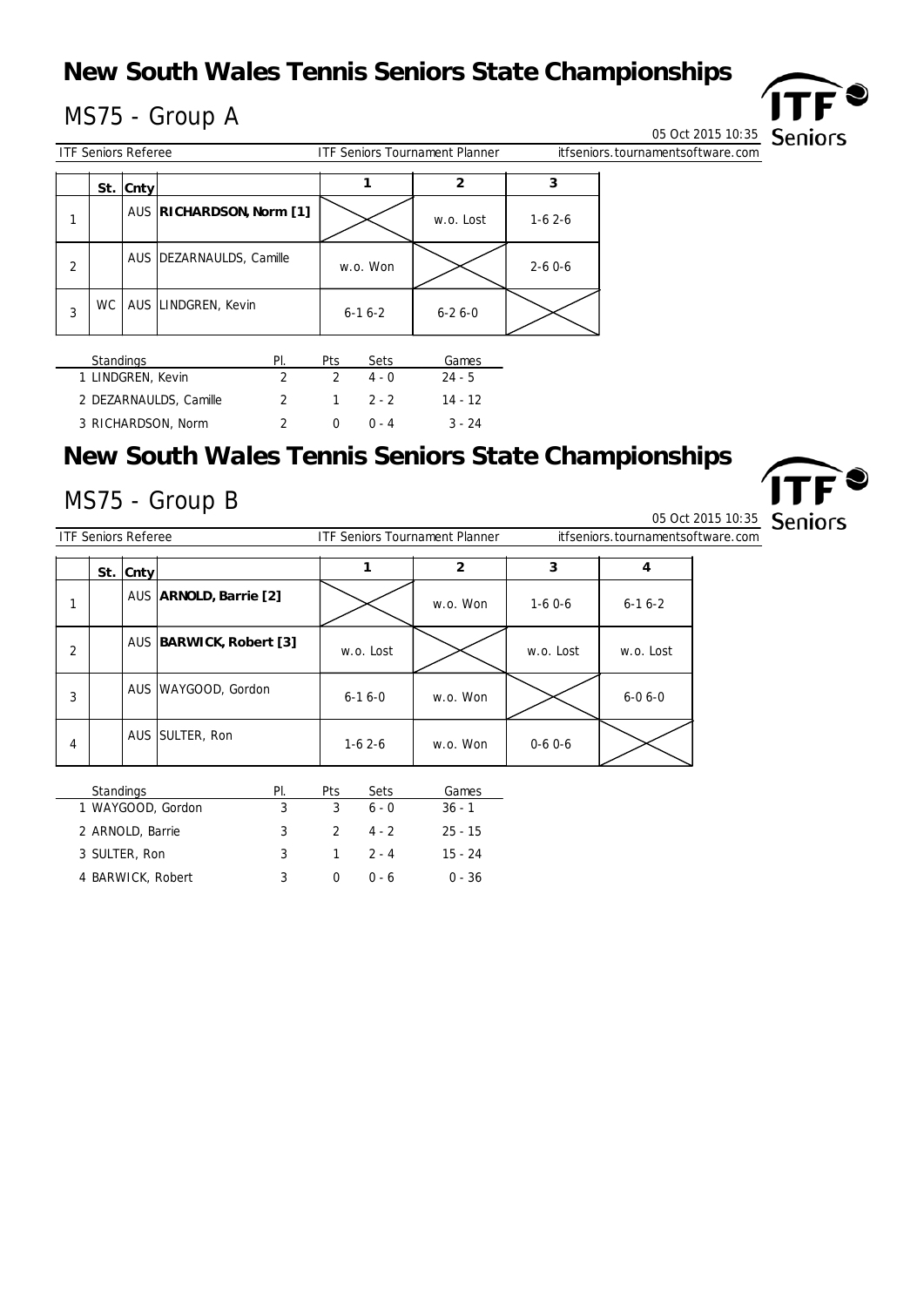# New South Wales Tennis Seniors State Championships

## MS75 - Group A

05 Oct 2015 10:35

ITF Seniors Referee | ITF Seniors Tournament Planner | itfseniors.tournamentsoftware.com

| | St. | Cnty | | 1 | 2 | 3 |
|---|---|---|---|---|---|---|
| 1 | | AUS | **RICHARDSON, Norm [1]** | | w.o. Lost | 1-6 2-6 |
| 2 | | AUS | DEZARNAULDS, Camille | w.o. Won | | 2-6 0-6 |
| 3 | WC | AUS | LINDGREN, Kevin | 6-1 6-2 | 6-2 6-0 | |

| Standings | Pl. | Pts | Sets | Games |
|---|---|---|---|---|
| 1 LINDGREN, Kevin | 2 | 2 | 4 - 0 | 24 - 5 |
| 2 DEZARNAULDS, Camille | 2 | 1 | 2 - 2 | 14 - 12 |
| 3 RICHARDSON, Norm | 2 | 0 | 0 - 4 | 3 - 24 |

# New South Wales Tennis Seniors State Championships

## MS75 - Group B

05 Oct 2015 10:35

ITF Seniors Referee | ITF Seniors Tournament Planner | itfseniors.tournamentsoftware.com

| | St. | Cnty | | 1 | 2 | 3 | 4 |
|---|---|---|---|---|---|---|---|
| 1 | | AUS | **ARNOLD, Barrie [2]** | | w.o. Won | 1-6 0-6 | 6-1 6-2 |
| 2 | | AUS | **BARWICK, Robert [3]** | w.o. Lost | | w.o. Lost | w.o. Lost |
| 3 | | AUS | WAYGOOD, Gordon | 6-1 6-0 | w.o. Won | | 6-0 6-0 |
| 4 | | AUS | SULTER, Ron | 1-6 2-6 | w.o. Won | 0-6 0-6 | |

| Standings | Pl. | Pts | Sets | Games |
|---|---|---|---|---|
| 1 WAYGOOD, Gordon | 3 | 3 | 6 - 0 | 36 - 1 |
| 2 ARNOLD, Barrie | 3 | 2 | 4 - 2 | 25 - 15 |
| 3 SULTER, Ron | 3 | 1 | 2 - 4 | 15 - 24 |
| 4 BARWICK, Robert | 3 | 0 | 0 - 6 | 0 - 36 |